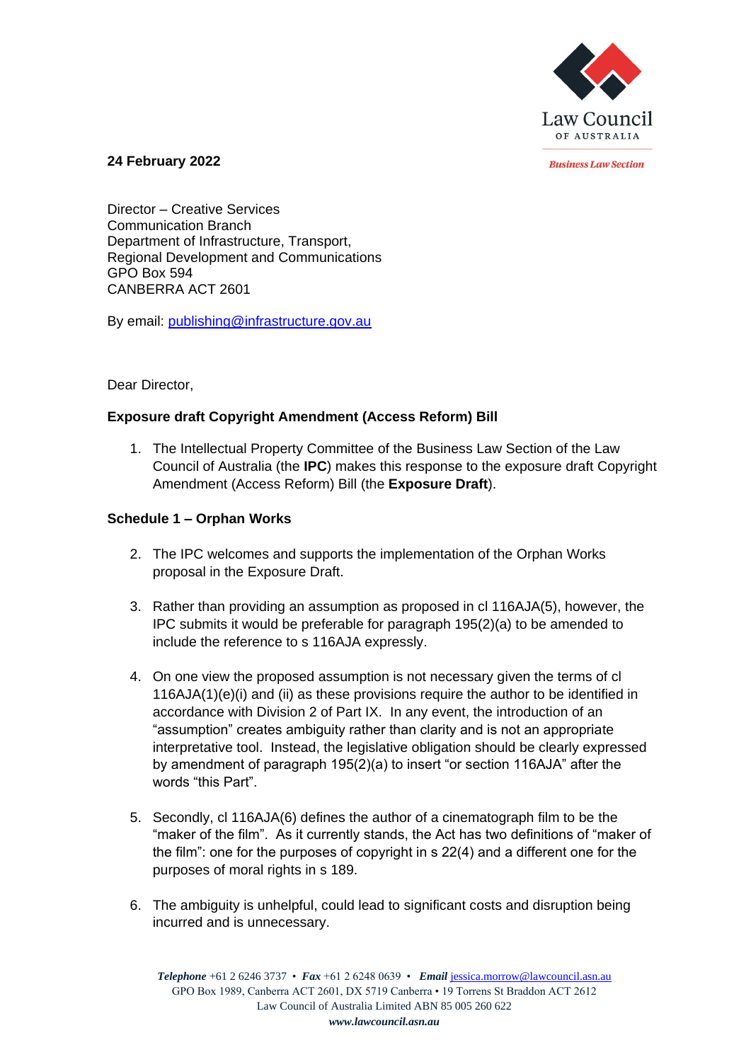Law Council OF AUSTRALIA

*Business Law Section*

**24 February 2022**

Director – Creative Services
Communication Branch
Department of Infrastructure, Transport,
Regional Development and Communications
GPO Box 594
CANBERRA ACT 2601

By email: publishing@infrastructure.gov.au

Dear Director,

**Exposure draft Copyright Amendment (Access Reform) Bill**

1. The Intellectual Property Committee of the Business Law Section of the Law Council of Australia (the **IPC**) makes this response to the exposure draft Copyright Amendment (Access Reform) Bill (the **Exposure Draft**).

**Schedule 1 – Orphan Works**

2. The IPC welcomes and supports the implementation of the Orphan Works proposal in the Exposure Draft.

3. Rather than providing an assumption as proposed in cl 116AJA(5), however, the IPC submits it would be preferable for paragraph 195(2)(a) to be amended to include the reference to s 116AJA expressly.

4. On one view the proposed assumption is not necessary given the terms of cl 116AJA(1)(e)(i) and (ii) as these provisions require the author to be identified in accordance with Division 2 of Part IX. In any event, the introduction of an "assumption" creates ambiguity rather than clarity and is not an appropriate interpretative tool. Instead, the legislative obligation should be clearly expressed by amendment of paragraph 195(2)(a) to insert "or section 116AJA" after the words "this Part".

5. Secondly, cl 116AJA(6) defines the author of a cinematograph film to be the "maker of the film". As it currently stands, the Act has two definitions of "maker of the film": one for the purposes of copyright in s 22(4) and a different one for the purposes of moral rights in s 189.

6. The ambiguity is unhelpful, could lead to significant costs and disruption being incurred and is unnecessary.

***Telephone*** +61 2 6246 3737 • ***Fax*** +61 2 6248 0639 • ***Email*** jessica.morrow@lawcouncil.asn.au
GPO Box 1989, Canberra ACT 2601, DX 5719 Canberra • 19 Torrens St Braddon ACT 2612
Law Council of Australia Limited ABN 85 005 260 622
***www.lawcouncil.asn.au***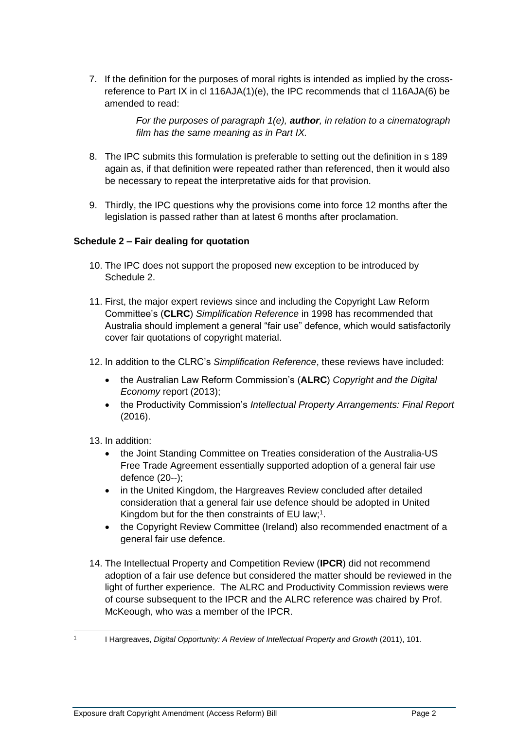7. If the definition for the purposes of moral rights is intended as implied by the cross-reference to Part IX in cl 116AJA(1)(e), the IPC recommends that cl 116AJA(6) be amended to read:

   > *For the purposes of paragraph 1(e), **author**, in relation to a cinematograph film has the same meaning as in Part IX.*

8. The IPC submits this formulation is preferable to setting out the definition in s 189 again as, if that definition were repeated rather than referenced, then it would also be necessary to repeat the interpretative aids for that provision.

9. Thirdly, the IPC questions why the provisions come into force 12 months after the legislation is passed rather than at latest 6 months after proclamation.

**Schedule 2 – Fair dealing for quotation**

10. The IPC does not support the proposed new exception to be introduced by Schedule 2.

11. First, the major expert reviews since and including the Copyright Law Reform Committee's (**CLRC**) *Simplification Reference* in 1998 has recommended that Australia should implement a general "fair use" defence, which would satisfactorily cover fair quotations of copyright material.

12. In addition to the CLRC's *Simplification Reference*, these reviews have included:
    - the Australian Law Reform Commission's (**ALRC**) *Copyright and the Digital Economy* report (2013);
    - the Productivity Commission's *Intellectual Property Arrangements: Final Report* (2016).

13. In addition:
    - the Joint Standing Committee on Treaties consideration of the Australia-US Free Trade Agreement essentially supported adoption of a general fair use defence (20--);
    - in the United Kingdom, the Hargreaves Review concluded after detailed consideration that a general fair use defence should be adopted in United Kingdom but for the then constraints of EU law;[1].
    - the Copyright Review Committee (Ireland) also recommended enactment of a general fair use defence.

14. The Intellectual Property and Competition Review (**IPCR**) did not recommend adoption of a fair use defence but considered the matter should be reviewed in the light of further experience. The ALRC and Productivity Commission reviews were of course subsequent to the IPCR and the ALRC reference was chaired by Prof. McKeough, who was a member of the IPCR.

[1] I Hargreaves, *Digital Opportunity: A Review of Intellectual Property and Growth* (2011), 101.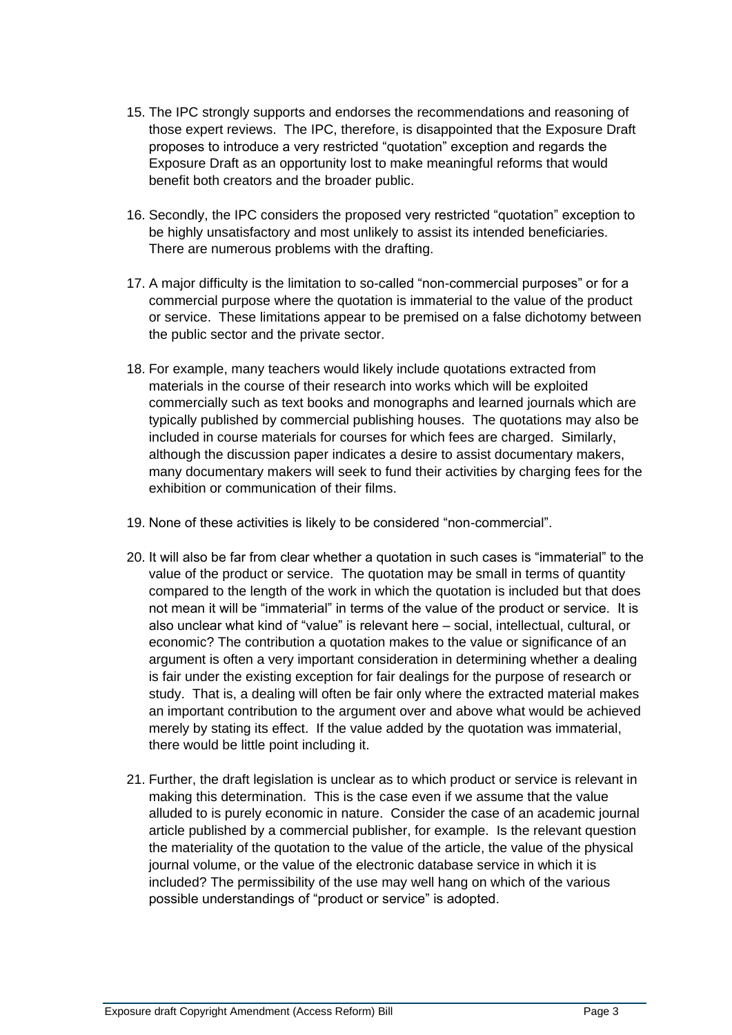15. The IPC strongly supports and endorses the recommendations and reasoning of those expert reviews. The IPC, therefore, is disappointed that the Exposure Draft proposes to introduce a very restricted "quotation" exception and regards the Exposure Draft as an opportunity lost to make meaningful reforms that would benefit both creators and the broader public.

16. Secondly, the IPC considers the proposed very restricted "quotation" exception to be highly unsatisfactory and most unlikely to assist its intended beneficiaries. There are numerous problems with the drafting.

17. A major difficulty is the limitation to so-called "non-commercial purposes" or for a commercial purpose where the quotation is immaterial to the value of the product or service. These limitations appear to be premised on a false dichotomy between the public sector and the private sector.

18. For example, many teachers would likely include quotations extracted from materials in the course of their research into works which will be exploited commercially such as text books and monographs and learned journals which are typically published by commercial publishing houses. The quotations may also be included in course materials for courses for which fees are charged. Similarly, although the discussion paper indicates a desire to assist documentary makers, many documentary makers will seek to fund their activities by charging fees for the exhibition or communication of their films.

19. None of these activities is likely to be considered "non-commercial".

20. It will also be far from clear whether a quotation in such cases is "immaterial" to the value of the product or service. The quotation may be small in terms of quantity compared to the length of the work in which the quotation is included but that does not mean it will be "immaterial" in terms of the value of the product or service. It is also unclear what kind of "value" is relevant here – social, intellectual, cultural, or economic? The contribution a quotation makes to the value or significance of an argument is often a very important consideration in determining whether a dealing is fair under the existing exception for fair dealings for the purpose of research or study. That is, a dealing will often be fair only where the extracted material makes an important contribution to the argument over and above what would be achieved merely by stating its effect. If the value added by the quotation was immaterial, there would be little point including it.

21. Further, the draft legislation is unclear as to which product or service is relevant in making this determination. This is the case even if we assume that the value alluded to is purely economic in nature. Consider the case of an academic journal article published by a commercial publisher, for example. Is the relevant question the materiality of the quotation to the value of the article, the value of the physical journal volume, or the value of the electronic database service in which it is included? The permissibility of the use may well hang on which of the various possible understandings of "product or service" is adopted.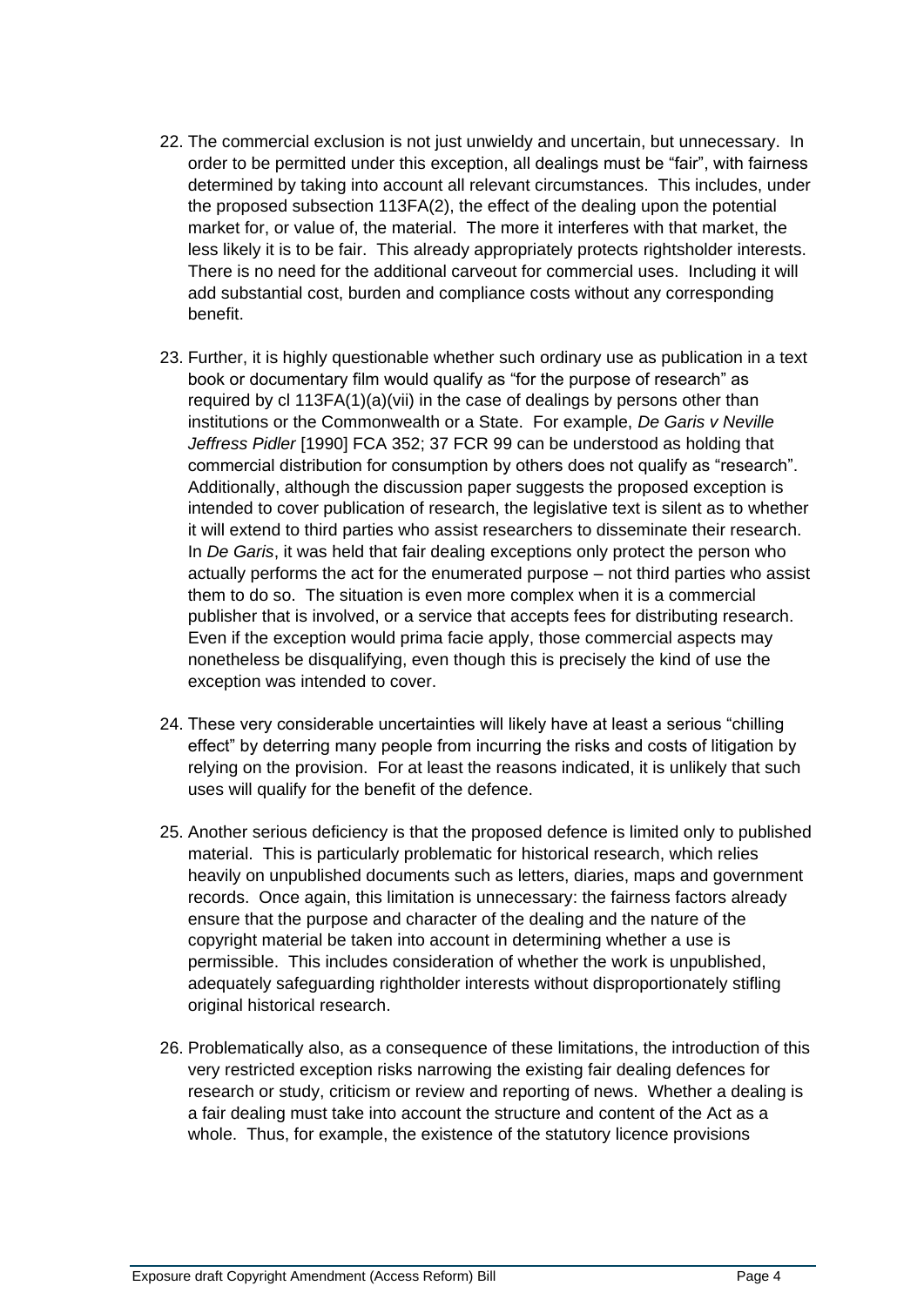22. The commercial exclusion is not just unwieldy and uncertain, but unnecessary. In order to be permitted under this exception, all dealings must be "fair", with fairness determined by taking into account all relevant circumstances. This includes, under the proposed subsection 113FA(2), the effect of the dealing upon the potential market for, or value of, the material. The more it interferes with that market, the less likely it is to be fair. This already appropriately protects rightsholder interests. There is no need for the additional carveout for commercial uses. Including it will add substantial cost, burden and compliance costs without any corresponding benefit.

23. Further, it is highly questionable whether such ordinary use as publication in a text book or documentary film would qualify as "for the purpose of research" as required by cl 113FA(1)(a)(vii) in the case of dealings by persons other than institutions or the Commonwealth or a State. For example, *De Garis v Neville Jeffress Pidler* [1990] FCA 352; 37 FCR 99 can be understood as holding that commercial distribution for consumption by others does not qualify as "research". Additionally, although the discussion paper suggests the proposed exception is intended to cover publication of research, the legislative text is silent as to whether it will extend to third parties who assist researchers to disseminate their research. In *De Garis*, it was held that fair dealing exceptions only protect the person who actually performs the act for the enumerated purpose – not third parties who assist them to do so. The situation is even more complex when it is a commercial publisher that is involved, or a service that accepts fees for distributing research. Even if the exception would prima facie apply, those commercial aspects may nonetheless be disqualifying, even though this is precisely the kind of use the exception was intended to cover.

24. These very considerable uncertainties will likely have at least a serious "chilling effect" by deterring many people from incurring the risks and costs of litigation by relying on the provision. For at least the reasons indicated, it is unlikely that such uses will qualify for the benefit of the defence.

25. Another serious deficiency is that the proposed defence is limited only to published material. This is particularly problematic for historical research, which relies heavily on unpublished documents such as letters, diaries, maps and government records. Once again, this limitation is unnecessary: the fairness factors already ensure that the purpose and character of the dealing and the nature of the copyright material be taken into account in determining whether a use is permissible. This includes consideration of whether the work is unpublished, adequately safeguarding rightholder interests without disproportionately stifling original historical research.

26. Problematically also, as a consequence of these limitations, the introduction of this very restricted exception risks narrowing the existing fair dealing defences for research or study, criticism or review and reporting of news. Whether a dealing is a fair dealing must take into account the structure and content of the Act as a whole. Thus, for example, the existence of the statutory licence provisions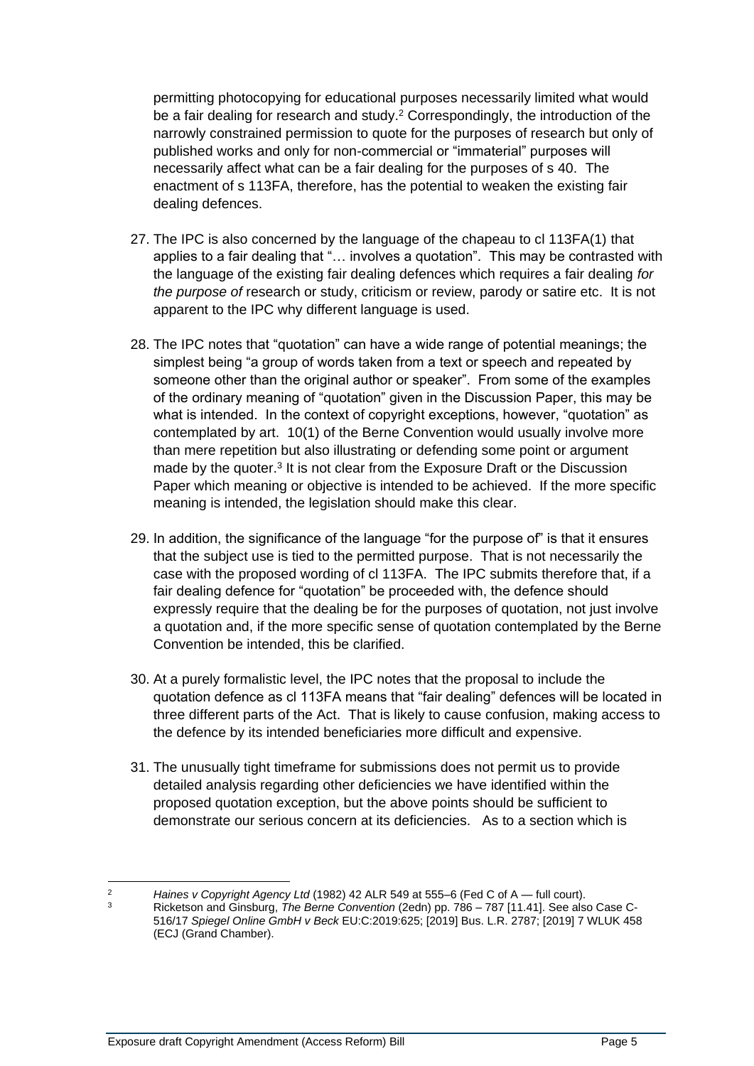permitting photocopying for educational purposes necessarily limited what would be a fair dealing for research and study.[2] Correspondingly, the introduction of the narrowly constrained permission to quote for the purposes of research but only of published works and only for non-commercial or "immaterial" purposes will necessarily affect what can be a fair dealing for the purposes of s 40. The enactment of s 113FA, therefore, has the potential to weaken the existing fair dealing defences.

27. The IPC is also concerned by the language of the chapeau to cl 113FA(1) that applies to a fair dealing that "… involves a quotation". This may be contrasted with the language of the existing fair dealing defences which requires a fair dealing *for the purpose of* research or study, criticism or review, parody or satire etc. It is not apparent to the IPC why different language is used.

28. The IPC notes that "quotation" can have a wide range of potential meanings; the simplest being "a group of words taken from a text or speech and repeated by someone other than the original author or speaker". From some of the examples of the ordinary meaning of "quotation" given in the Discussion Paper, this may be what is intended. In the context of copyright exceptions, however, "quotation" as contemplated by art. 10(1) of the Berne Convention would usually involve more than mere repetition but also illustrating or defending some point or argument made by the quoter.[3] It is not clear from the Exposure Draft or the Discussion Paper which meaning or objective is intended to be achieved. If the more specific meaning is intended, the legislation should make this clear.

29. In addition, the significance of the language "for the purpose of" is that it ensures that the subject use is tied to the permitted purpose. That is not necessarily the case with the proposed wording of cl 113FA. The IPC submits therefore that, if a fair dealing defence for "quotation" be proceeded with, the defence should expressly require that the dealing be for the purposes of quotation, not just involve a quotation and, if the more specific sense of quotation contemplated by the Berne Convention be intended, this be clarified.

30. At a purely formalistic level, the IPC notes that the proposal to include the quotation defence as cl 113FA means that "fair dealing" defences will be located in three different parts of the Act. That is likely to cause confusion, making access to the defence by its intended beneficiaries more difficult and expensive.

31. The unusually tight timeframe for submissions does not permit us to provide detailed analysis regarding other deficiencies we have identified within the proposed quotation exception, but the above points should be sufficient to demonstrate our serious concern at its deficiencies. As to a section which is

---

[2] *Haines v Copyright Agency Ltd* (1982) 42 ALR 549 at 555–6 (Fed C of A — full court).

[3] Ricketson and Ginsburg, *The Berne Convention* (2edn) pp. 786 – 787 [11.41]. See also Case C-516/17 *Spiegel Online GmbH v Beck* EU:C:2019:625; [2019] Bus. L.R. 2787; [2019] 7 WLUK 458 (ECJ (Grand Chamber).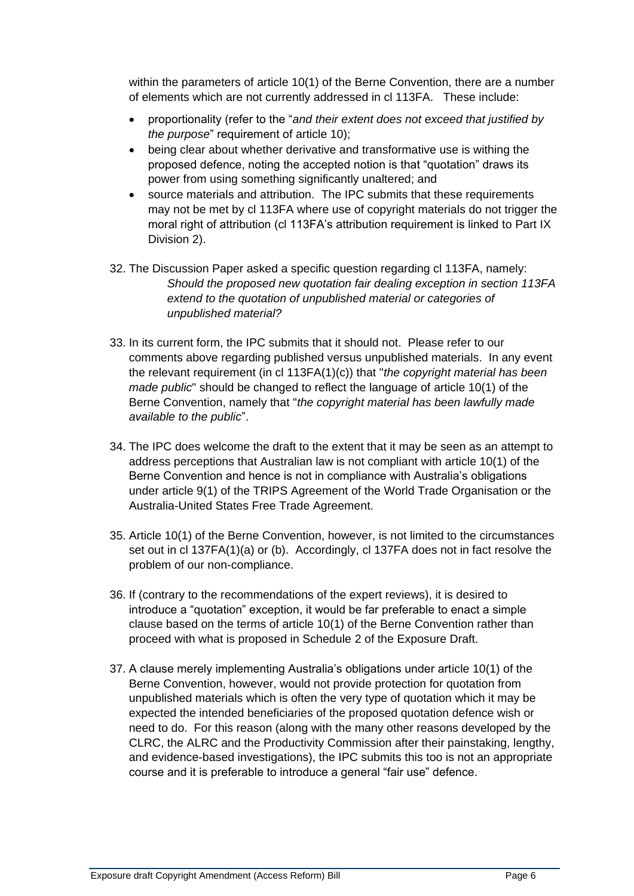within the parameters of article 10(1) of the Berne Convention, there are a number of elements which are not currently addressed in cl 113FA. These include:

- proportionality (refer to the "*and their extent does not exceed that justified by the purpose*" requirement of article 10);
- being clear about whether derivative and transformative use is withing the proposed defence, noting the accepted notion is that "quotation" draws its power from using something significantly unaltered; and
- source materials and attribution. The IPC submits that these requirements may not be met by cl 113FA where use of copyright materials do not trigger the moral right of attribution (cl 113FA's attribution requirement is linked to Part IX Division 2).

32. The Discussion Paper asked a specific question regarding cl 113FA, namely:

    *Should the proposed new quotation fair dealing exception in section 113FA extend to the quotation of unpublished material or categories of unpublished material?*

33. In its current form, the IPC submits that it should not. Please refer to our comments above regarding published versus unpublished materials. In any event the relevant requirement (in cl 113FA(1)(c)) that "*the copyright material has been made public*" should be changed to reflect the language of article 10(1) of the Berne Convention, namely that "*the copyright material has been lawfully made available to the public*".

34. The IPC does welcome the draft to the extent that it may be seen as an attempt to address perceptions that Australian law is not compliant with article 10(1) of the Berne Convention and hence is not in compliance with Australia's obligations under article 9(1) of the TRIPS Agreement of the World Trade Organisation or the Australia-United States Free Trade Agreement.

35. Article 10(1) of the Berne Convention, however, is not limited to the circumstances set out in cl 137FA(1)(a) or (b). Accordingly, cl 137FA does not in fact resolve the problem of our non-compliance.

36. If (contrary to the recommendations of the expert reviews), it is desired to introduce a "quotation" exception, it would be far preferable to enact a simple clause based on the terms of article 10(1) of the Berne Convention rather than proceed with what is proposed in Schedule 2 of the Exposure Draft.

37. A clause merely implementing Australia's obligations under article 10(1) of the Berne Convention, however, would not provide protection for quotation from unpublished materials which is often the very type of quotation which it may be expected the intended beneficiaries of the proposed quotation defence wish or need to do. For this reason (along with the many other reasons developed by the CLRC, the ALRC and the Productivity Commission after their painstaking, lengthy, and evidence-based investigations), the IPC submits this too is not an appropriate course and it is preferable to introduce a general "fair use" defence.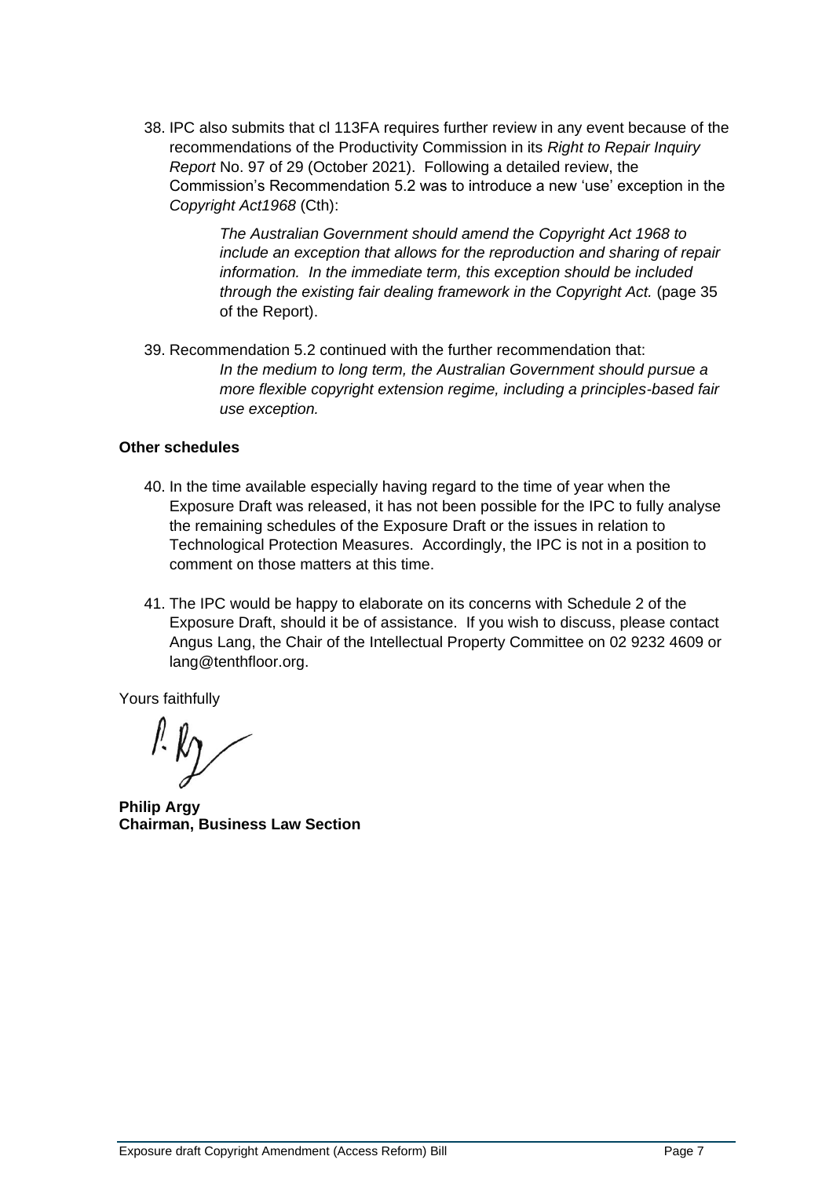38. IPC also submits that cl 113FA requires further review in any event because of the recommendations of the Productivity Commission in its *Right to Repair Inquiry Report* No. 97 of 29 (October 2021). Following a detailed review, the Commission's Recommendation 5.2 was to introduce a new 'use' exception in the *Copyright Act1968* (Cth):

    > *The Australian Government should amend the Copyright Act 1968 to include an exception that allows for the reproduction and sharing of repair information. In the immediate term, this exception should be included through the existing fair dealing framework in the Copyright Act.* (page 35 of the Report).

39. Recommendation 5.2 continued with the further recommendation that:

    > *In the medium to long term, the Australian Government should pursue a more flexible copyright extension regime, including a principles-based fair use exception.*

**Other schedules**

40. In the time available especially having regard to the time of year when the Exposure Draft was released, it has not been possible for the IPC to fully analyse the remaining schedules of the Exposure Draft or the issues in relation to Technological Protection Measures. Accordingly, the IPC is not in a position to comment on those matters at this time.

41. The IPC would be happy to elaborate on its concerns with Schedule 2 of the Exposure Draft, should it be of assistance. If you wish to discuss, please contact Angus Lang, the Chair of the Intellectual Property Committee on 02 9232 4609 or lang@tenthfloor.org.

Yours faithfully

**Philip Argy**
**Chairman, Business Law Section**